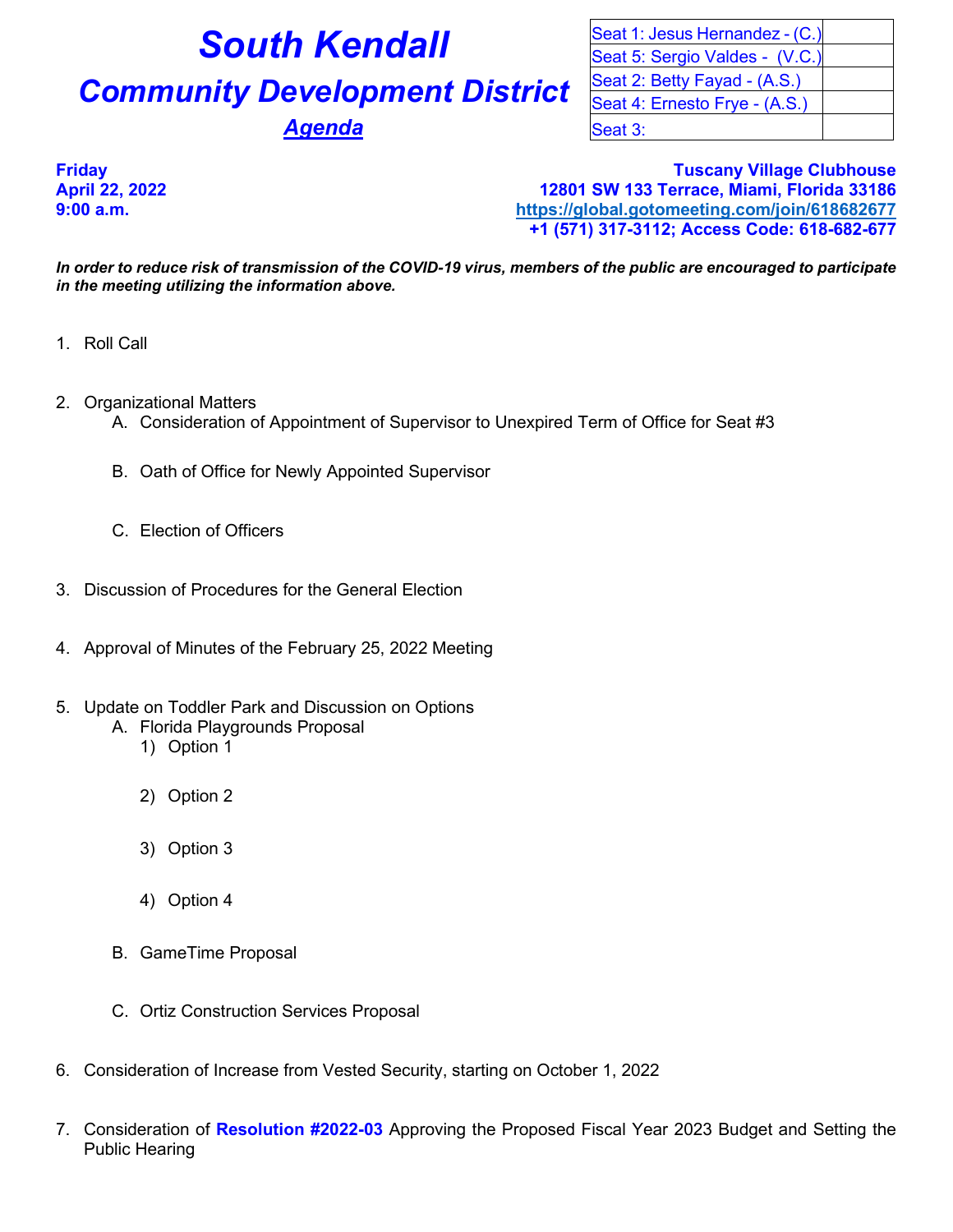# South Kendall

# Community Development District

## Agenda

| | |
|---|---|
| Seat 1: Jesus Hernandez - (C.) | |
| Seat 5: Sergio Valdes - (V.C.) | |
| Seat 2: Betty Fayad - (A.S.) | |
| Seat 4: Ernesto Frye - (A.S.) | |
| Seat 3: | |

**Friday**
**April 22, 2022**
**9:00 a.m.**

**Tuscany Village Clubhouse**
**12801 SW 133 Terrace, Miami, Florida 33186**
**https://global.gotomeeting.com/join/618682677**
**+1 (571) 317-3112; Access Code: 618-682-677**

***In order to reduce risk of transmission of the COVID-19 virus, members of the public are encouraged to participate in the meeting utilizing the information above.***

1. Roll Call

2. Organizational Matters
   A. Consideration of Appointment of Supervisor to Unexpired Term of Office for Seat #3

   B. Oath of Office for Newly Appointed Supervisor

   C. Election of Officers

3. Discussion of Procedures for the General Election

4. Approval of Minutes of the February 25, 2022 Meeting

5. Update on Toddler Park and Discussion on Options
   A. Florida Playgrounds Proposal
      1) Option 1

      2) Option 2

      3) Option 3

      4) Option 4

   B. GameTime Proposal

   C. Ortiz Construction Services Proposal

6. Consideration of Increase from Vested Security, starting on October 1, 2022

7. Consideration of **Resolution #2022-03** Approving the Proposed Fiscal Year 2023 Budget and Setting the Public Hearing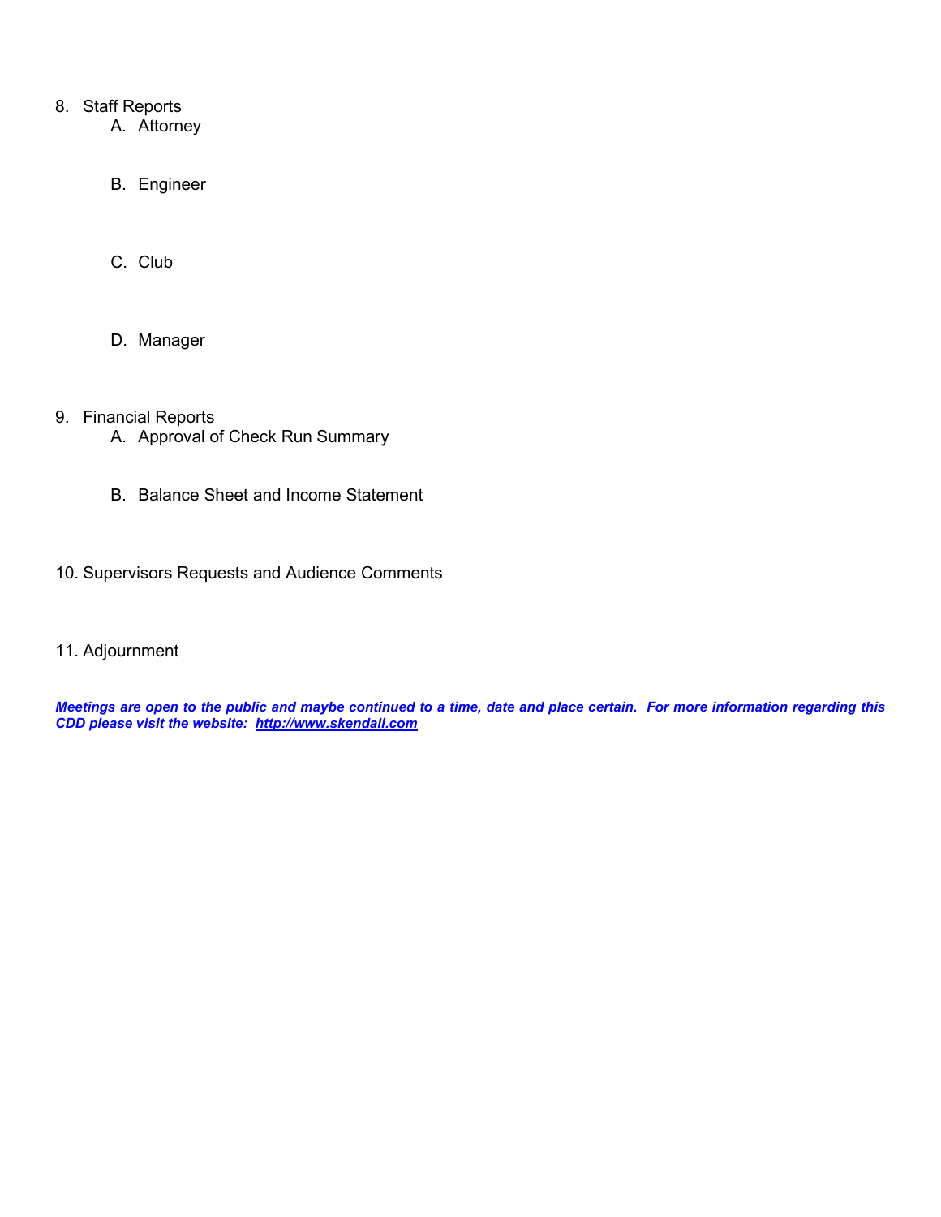8. Staff Reports
   A. Attorney

   B. Engineer

   C. Club

   D. Manager

9. Financial Reports
   A. Approval of Check Run Summary

   B. Balance Sheet and Income Statement

10. Supervisors Requests and Audience Comments

11. Adjournment

***Meetings are open to the public and maybe continued to a time, date and place certain. For more information regarding this CDD please visit the website: http://www.skendall.com***